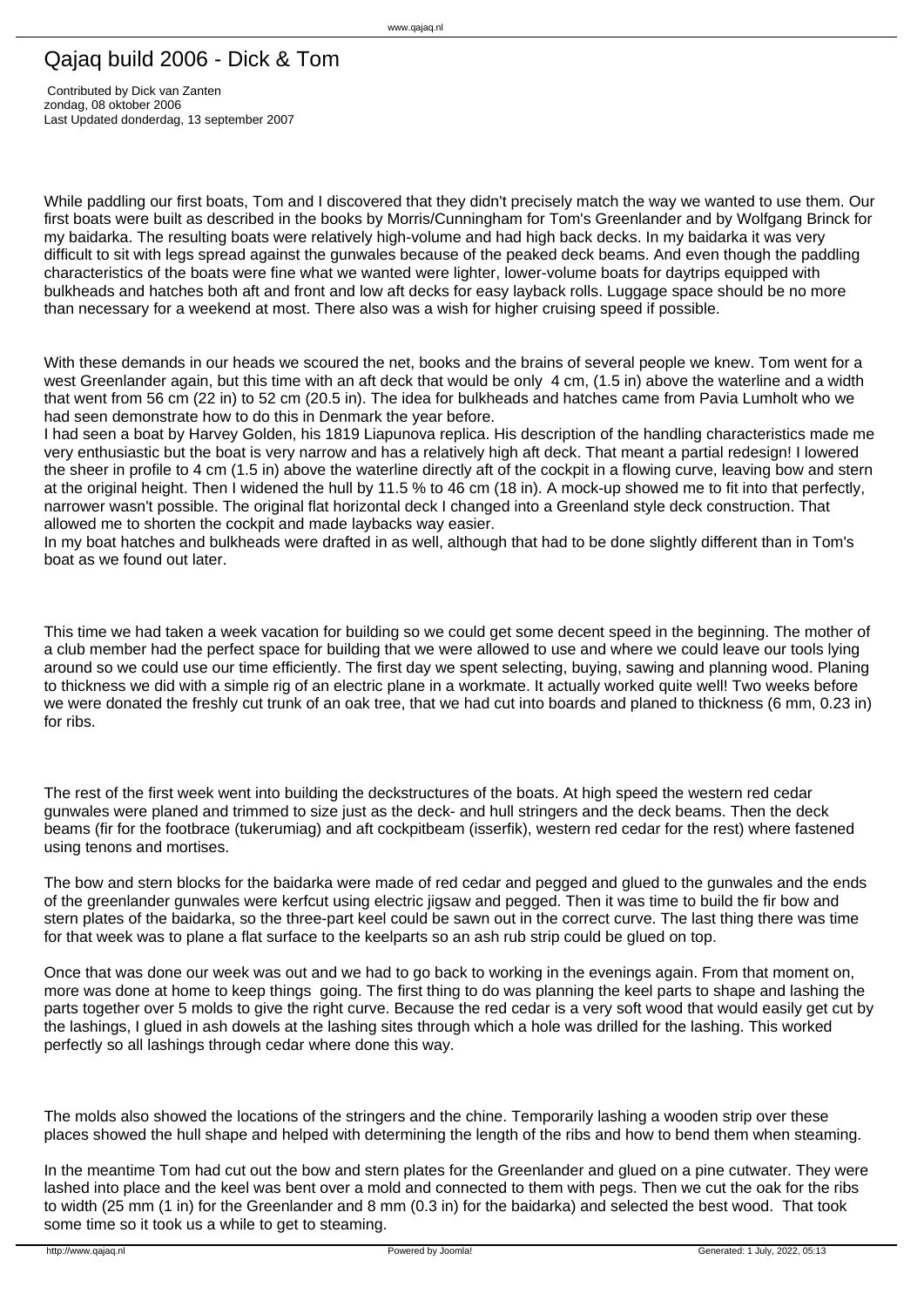# Qajaq build 2006 - Dick & Tom

Contributed by Dick van Zanten
zondag, 08 oktober 2006
Last Updated donderdag, 13 september 2007

While paddling our first boats, Tom and I discovered that they didn't precisely match the way we wanted to use them. Our first boats were built as described in the books by Morris/Cunningham for Tom's Greenlander and by Wolfgang Brinck for my baidarka. The resulting boats were relatively high-volume and had high back decks. In my baidarka it was very difficult to sit with legs spread against the gunwales because of the peaked deck beams. And even though the paddling characteristics of the boats were fine what we wanted were lighter, lower-volume boats for daytrips equipped with bulkheads and hatches both aft and front and low aft decks for easy layback rolls. Luggage space should be no more than necessary for a weekend at most. There also was a wish for higher cruising speed if possible.

With these demands in our heads we scoured the net, books and the brains of several people we knew. Tom went for a west Greenlander again, but this time with an aft deck that would be only 4 cm, (1.5 in) above the waterline and a width that went from 56 cm (22 in) to 52 cm (20.5 in). The idea for bulkheads and hatches came from Pavia Lumholt who we had seen demonstrate how to do this in Denmark the year before.
I had seen a boat by Harvey Golden, his 1819 Liapunova replica. His description of the handling characteristics made me very enthusiastic but the boat is very narrow and has a relatively high aft deck. That meant a partial redesign! I lowered the sheer in profile to 4 cm (1.5 in) above the waterline directly aft of the cockpit in a flowing curve, leaving bow and stern at the original height. Then I widened the hull by 11.5 % to 46 cm (18 in). A mock-up showed me to fit into that perfectly, narrower wasn't possible. The original flat horizontal deck I changed into a Greenland style deck construction. That allowed me to shorten the cockpit and made laybacks way easier.
In my boat hatches and bulkheads were drafted in as well, although that had to be done slightly different than in Tom's boat as we found out later.

This time we had taken a week vacation for building so we could get some decent speed in the beginning. The mother of a club member had the perfect space for building that we were allowed to use and where we could leave our tools lying around so we could use our time efficiently. The first day we spent selecting, buying, sawing and planning wood. Planing to thickness we did with a simple rig of an electric plane in a workmate. It actually worked quite well! Two weeks before we were donated the freshly cut trunk of an oak tree, that we had cut into boards and planed to thickness (6 mm, 0.23 in) for ribs.

The rest of the first week went into building the deckstructures of the boats. At high speed the western red cedar gunwales were planed and trimmed to size just as the deck- and hull stringers and the deck beams. Then the deck beams (fir for the footbrace (tukerumiag) and aft cockpitbeam (isserfik), western red cedar for the rest) where fastened using tenons and mortises.

The bow and stern blocks for the baidarka were made of red cedar and pegged and glued to the gunwales and the ends of the greenlander gunwales were kerfcut using electric jigsaw and pegged. Then it was time to build the fir bow and stern plates of the baidarka, so the three-part keel could be sawn out in the correct curve. The last thing there was time for that week was to plane a flat surface to the keelparts so an ash rub strip could be glued on top.

Once that was done our week was out and we had to go back to working in the evenings again. From that moment on, more was done at home to keep things going. The first thing to do was planning the keel parts to shape and lashing the parts together over 5 molds to give the right curve. Because the red cedar is a very soft wood that would easily get cut by the lashings, I glued in ash dowels at the lashing sites through which a hole was drilled for the lashing. This worked perfectly so all lashings through cedar where done this way.

The molds also showed the locations of the stringers and the chine. Temporarily lashing a wooden strip over these places showed the hull shape and helped with determining the length of the ribs and how to bend them when steaming.

In the meantime Tom had cut out the bow and stern plates for the Greenlander and glued on a pine cutwater. They were lashed into place and the keel was bent over a mold and connected to them with pegs. Then we cut the oak for the ribs to width (25 mm (1 in) for the Greenlander and 8 mm (0.3 in) for the baidarka) and selected the best wood. That took some time so it took us a while to get to steaming.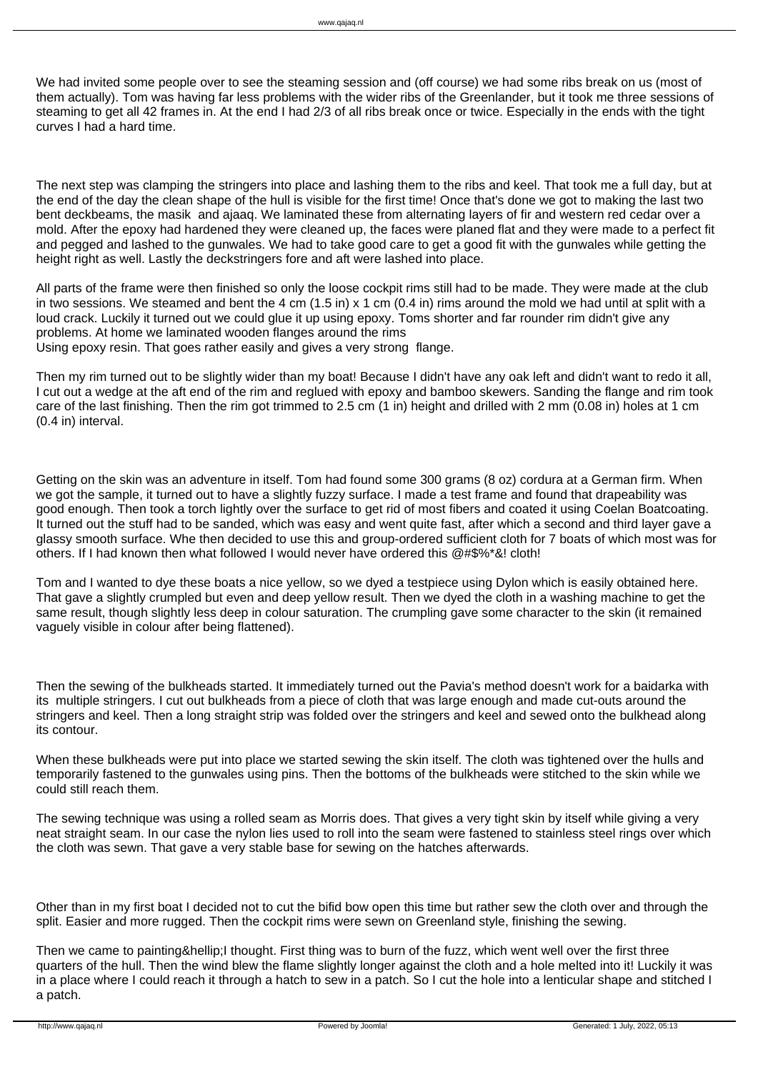We had invited some people over to see the steaming session and (off course) we had some ribs break on us (most of them actually). Tom was having far less problems with the wider ribs of the Greenlander, but it took me three sessions of steaming to get all 42 frames in. At the end I had 2/3 of all ribs break once or twice. Especially in the ends with the tight curves I had a hard time.

The next step was clamping the stringers into place and lashing them to the ribs and keel. That took me a full day, but at the end of the day the clean shape of the hull is visible for the first time! Once that's done we got to making the last two bent deckbeams, the masik and ajaaq. We laminated these from alternating layers of fir and western red cedar over a mold. After the epoxy had hardened they were cleaned up, the faces were planed flat and they were made to a perfect fit and pegged and lashed to the gunwales. We had to take good care to get a good fit with the gunwales while getting the height right as well. Lastly the deckstringers fore and aft were lashed into place.

All parts of the frame were then finished so only the loose cockpit rims still had to be made. They were made at the club in two sessions. We steamed and bent the 4 cm (1.5 in) x 1 cm (0.4 in) rims around the mold we had until at split with a loud crack. Luckily it turned out we could glue it up using epoxy. Toms shorter and far rounder rim didn't give any problems. At home we laminated wooden flanges around the rims
Using epoxy resin. That goes rather easily and gives a very strong flange.

Then my rim turned out to be slightly wider than my boat! Because I didn't have any oak left and didn't want to redo it all, I cut out a wedge at the aft end of the rim and reglued with epoxy and bamboo skewers. Sanding the flange and rim took care of the last finishing. Then the rim got trimmed to 2.5 cm (1 in) height and drilled with 2 mm (0.08 in) holes at 1 cm (0.4 in) interval.

Getting on the skin was an adventure in itself. Tom had found some 300 grams (8 oz) cordura at a German firm. When we got the sample, it turned out to have a slightly fuzzy surface. I made a test frame and found that drapeability was good enough. Then took a torch lightly over the surface to get rid of most fibers and coated it using Coelan Boatcoating. It turned out the stuff had to be sanded, which was easy and went quite fast, after which a second and third layer gave a glassy smooth surface. Whe then decided to use this and group-ordered sufficient cloth for 7 boats of which most was for others. If I had known then what followed I would never have ordered this @#$%*&! cloth!

Tom and I wanted to dye these boats a nice yellow, so we dyed a testpiece using Dylon which is easily obtained here. That gave a slightly crumpled but even and deep yellow result. Then we dyed the cloth in a washing machine to get the same result, though slightly less deep in colour saturation. The crumpling gave some character to the skin (it remained vaguely visible in colour after being flattened).

Then the sewing of the bulkheads started. It immediately turned out the Pavia's method doesn't work for a baidarka with its multiple stringers. I cut out bulkheads from a piece of cloth that was large enough and made cut-outs around the stringers and keel. Then a long straight strip was folded over the stringers and keel and sewed onto the bulkhead along its contour.

When these bulkheads were put into place we started sewing the skin itself. The cloth was tightened over the hulls and temporarily fastened to the gunwales using pins. Then the bottoms of the bulkheads were stitched to the skin while we could still reach them.

The sewing technique was using a rolled seam as Morris does. That gives a very tight skin by itself while giving a very neat straight seam. In our case the nylon lies used to roll into the seam were fastened to stainless steel rings over which the cloth was sewn. That gave a very stable base for sewing on the hatches afterwards.

Other than in my first boat I decided not to cut the bifid bow open this time but rather sew the cloth over and through the split. Easier and more rugged. Then the cockpit rims were sewn on Greenland style, finishing the sewing.

Then we came to painting&hellip;I thought. First thing was to burn of the fuzz, which went well over the first three quarters of the hull. Then the wind blew the flame slightly longer against the cloth and a hole melted into it! Luckily it was in a place where I could reach it through a hatch to sew in a patch. So I cut the hole into a lenticular shape and stitched I a patch.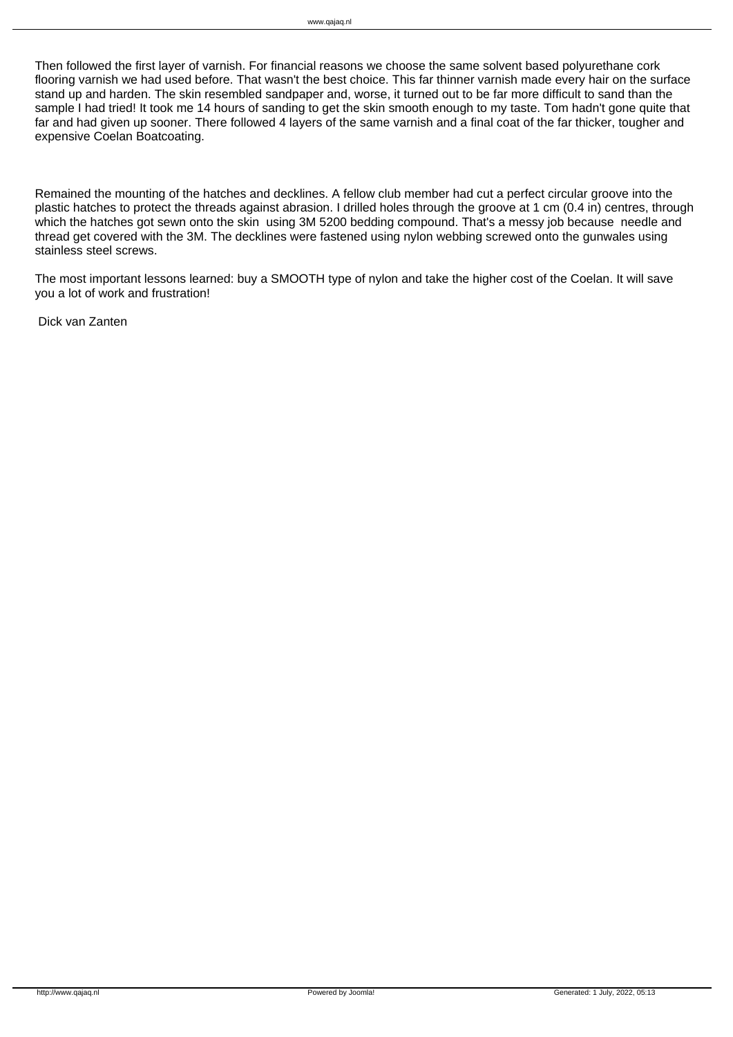Then followed the first layer of varnish. For financial reasons we choose the same solvent based polyurethane cork flooring varnish we had used before. That wasn't the best choice. This far thinner varnish made every hair on the surface stand up and harden. The skin resembled sandpaper and, worse, it turned out to be far more difficult to sand than the sample I had tried! It took me 14 hours of sanding to get the skin smooth enough to my taste. Tom hadn't gone quite that far and had given up sooner. There followed 4 layers of the same varnish and a final coat of the far thicker, tougher and expensive Coelan Boatcoating.

Remained the mounting of the hatches and decklines. A fellow club member had cut a perfect circular groove into the plastic hatches to protect the threads against abrasion. I drilled holes through the groove at 1 cm (0.4 in) centres, through which the hatches got sewn onto the skin using 3M 5200 bedding compound. That's a messy job because needle and thread get covered with the 3M. The decklines were fastened using nylon webbing screwed onto the gunwales using stainless steel screws.

The most important lessons learned: buy a SMOOTH type of nylon and take the higher cost of the Coelan. It will save you a lot of work and frustration!

Dick van Zanten